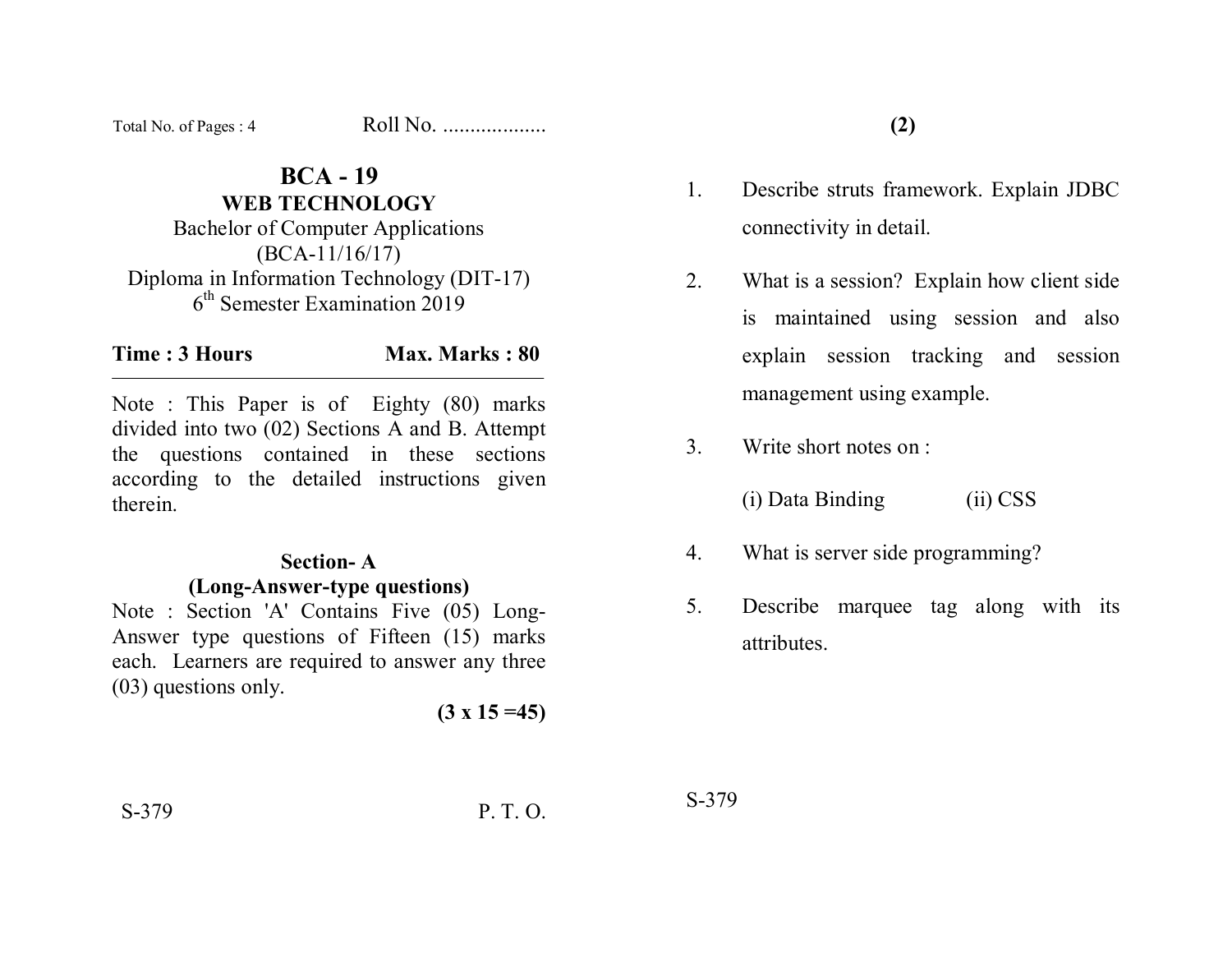Total No. of Pages : 4 Roll No. ..................

# BCA - 19
## WEB TECHNOLOGY

Bachelor of Computer Applications
(BCA-11/16/17)
Diploma in Information Technology (DIT-17)
6th Semester Examination 2019

**Time : 3 Hours** **Max. Marks : 80**

Note : This Paper is of Eighty (80) marks divided into two (02) Sections A and B. Attempt the questions contained in these sections according to the detailed instructions given therein.

### Section- A
### (Long-Answer-type questions)

Note : Section 'A' Contains Five (05) Long-Answer type questions of Fifteen (15) marks each. Learners are required to answer any three (03) questions only.

**(3 x 15 =45)**

S-379

1. Describe struts framework. Explain JDBC connectivity in detail.

2. What is a session? Explain how client side is maintained using session and also explain session tracking and session management using example.

3. Write short notes on :

   (i) Data Binding (ii) CSS

4. What is server side programming?

5. Describe marquee tag along with its attributes.

S-379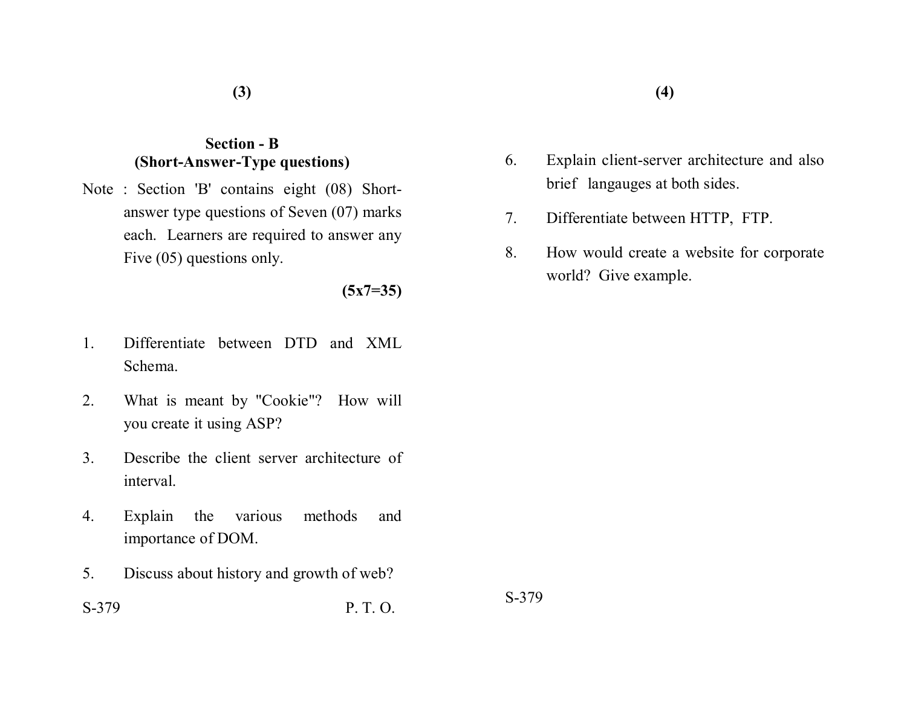## Section - B
### (Short-Answer-Type questions)

Note : Section 'B' contains eight (08) Short-answer type questions of Seven (07) marks each. Learners are required to answer any Five (05) questions only.

**(5x7=35)**

1. Differentiate between DTD and XML Schema.
2. What is meant by "Cookie"? How will you create it using ASP?
3. Describe the client server architecture of interval.
4. Explain the various methods and importance of DOM.
5. Discuss about history and growth of web?
6. Explain client-server architecture and also brief langauges at both sides.
7. Differentiate between HTTP, FTP.
8. How would create a website for corporate world? Give example.